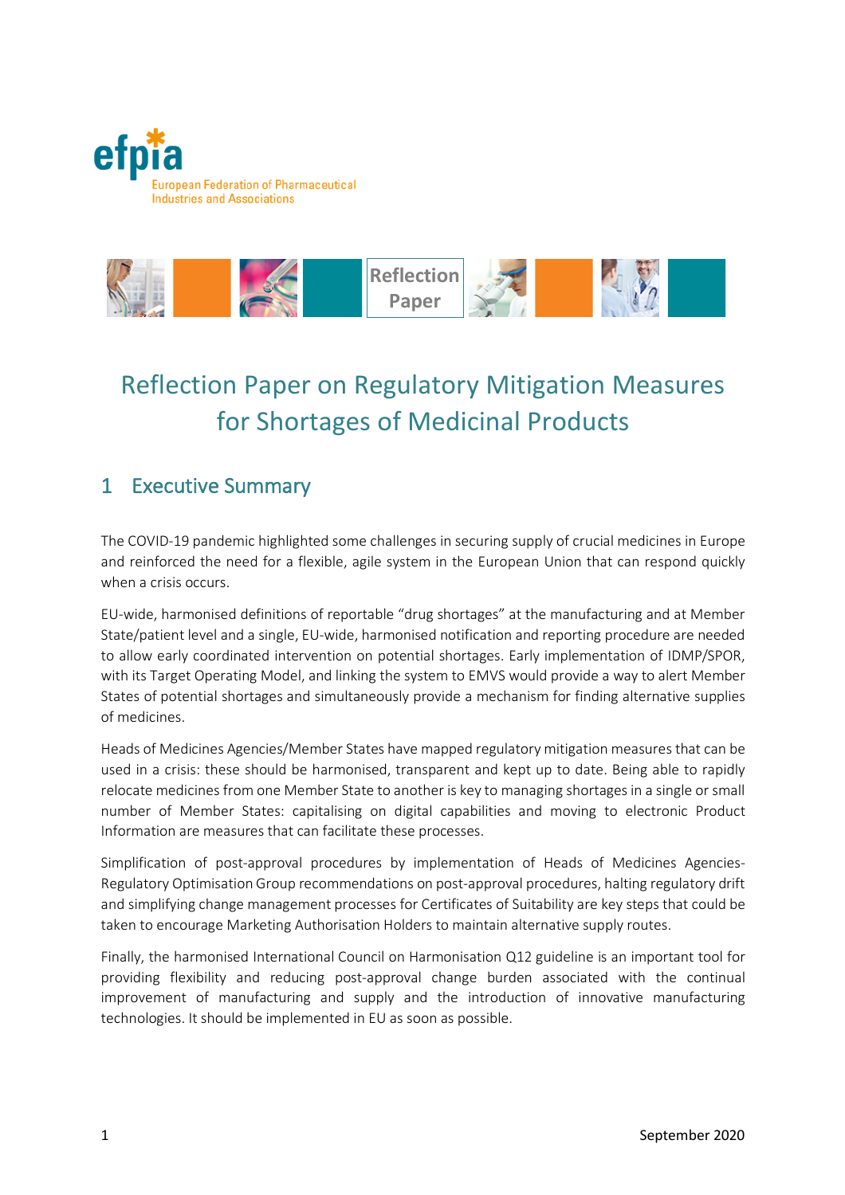# Reflection Paper on Regulatory Mitigation Measures for Shortages of Medicinal Products

## 1 Executive Summary

The COVID-19 pandemic highlighted some challenges in securing supply of crucial medicines in Europe and reinforced the need for a flexible, agile system in the European Union that can respond quickly when a crisis occurs.

EU-wide, harmonised definitions of reportable "drug shortages" at the manufacturing and at Member State/patient level and a single, EU-wide, harmonised notification and reporting procedure are needed to allow early coordinated intervention on potential shortages. Early implementation of IDMP/SPOR, with its Target Operating Model, and linking the system to EMVS would provide a way to alert Member States of potential shortages and simultaneously provide a mechanism for finding alternative supplies of medicines.

Heads of Medicines Agencies/Member States have mapped regulatory mitigation measures that can be used in a crisis: these should be harmonised, transparent and kept up to date. Being able to rapidly relocate medicines from one Member State to another is key to managing shortages in a single or small number of Member States: capitalising on digital capabilities and moving to electronic Product Information are measures that can facilitate these processes.

Simplification of post-approval procedures by implementation of Heads of Medicines Agencies-Regulatory Optimisation Group recommendations on post-approval procedures, halting regulatory drift and simplifying change management processes for Certificates of Suitability are key steps that could be taken to encourage Marketing Authorisation Holders to maintain alternative supply routes.

Finally, the harmonised International Council on Harmonisation Q12 guideline is an important tool for providing flexibility and reducing post-approval change burden associated with the continual improvement of manufacturing and supply and the introduction of innovative manufacturing technologies. It should be implemented in EU as soon as possible.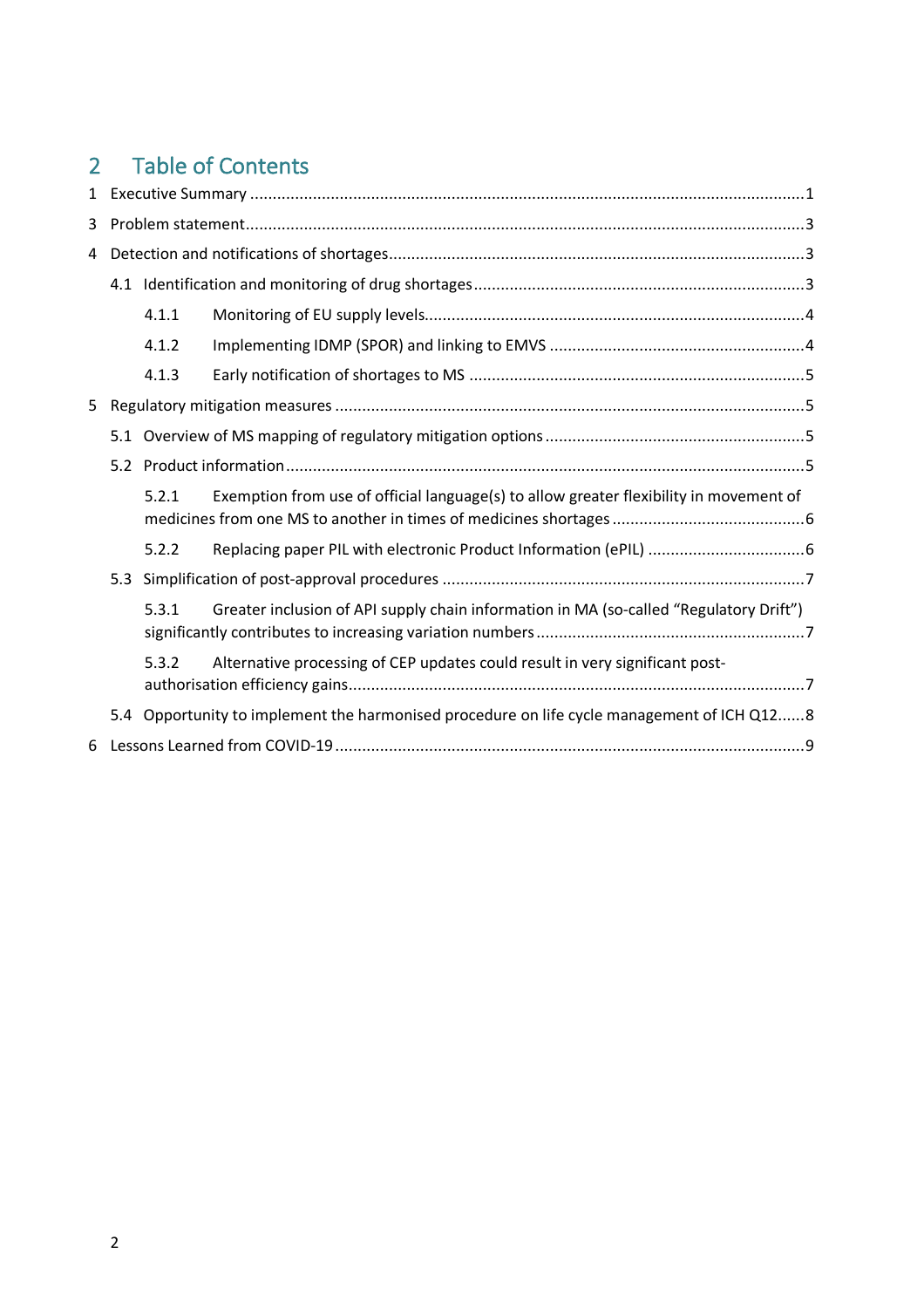## 2 Table of Contents

1 Executive Summary ..........................................................................................................................1

3 Problem statement...........................................................................................................................3

4 Detection and notifications of shortages...........................................................................................3

- 4.1 Identification and monitoring of drug shortages.........................................................................3
  - 4.1.1 Monitoring of EU supply levels...................................................................................4
  - 4.1.2 Implementing IDMP (SPOR) and linking to EMVS ........................................................4
  - 4.1.3 Early notification of shortages to MS ..........................................................................5

5 Regulatory mitigation measures .......................................................................................................5

- 5.1 Overview of MS mapping of regulatory mitigation options .........................................................5
- 5.2 Product information..................................................................................................................5
  - 5.2.1 Exemption from use of official language(s) to allow greater flexibility in movement of medicines from one MS to another in times of medicines shortages ..........................................6
  - 5.2.2 Replacing paper PIL with electronic Product Information (ePIL) ..................................6
- 5.3 Simplification of post-approval procedures ................................................................................7
  - 5.3.1 Greater inclusion of API supply chain information in MA (so-called “Regulatory Drift”) significantly contributes to increasing variation numbers ...........................................................7
  - 5.3.2 Alternative processing of CEP updates could result in very significant post-authorisation efficiency gains....................................................................................................7
- 5.4 Opportunity to implement the harmonised procedure on life cycle management of ICH Q12......8

6 Lessons Learned from COVID-19 .......................................................................................................9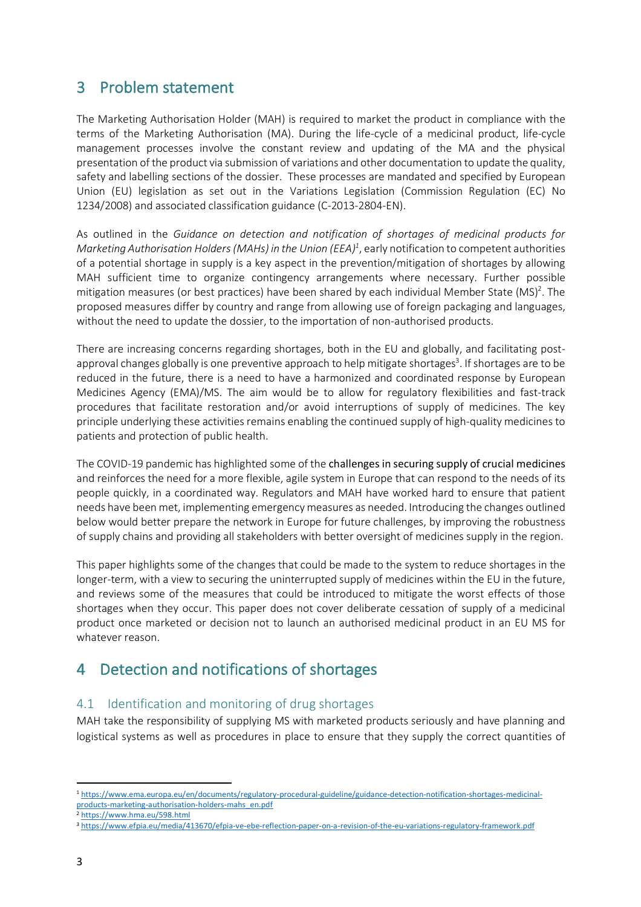# 3 Problem statement

The Marketing Authorisation Holder (MAH) is required to market the product in compliance with the terms of the Marketing Authorisation (MA). During the life-cycle of a medicinal product, life-cycle management processes involve the constant review and updating of the MA and the physical presentation of the product via submission of variations and other documentation to update the quality, safety and labelling sections of the dossier. These processes are mandated and specified by European Union (EU) legislation as set out in the Variations Legislation (Commission Regulation (EC) No 1234/2008) and associated classification guidance (C-2013-2804-EN).

As outlined in the *Guidance on detection and notification of shortages of medicinal products for Marketing Authorisation Holders (MAHs) in the Union (EEA)*[1], early notification to competent authorities of a potential shortage in supply is a key aspect in the prevention/mitigation of shortages by allowing MAH sufficient time to organize contingency arrangements where necessary. Further possible mitigation measures (or best practices) have been shared by each individual Member State (MS)[2]. The proposed measures differ by country and range from allowing use of foreign packaging and languages, without the need to update the dossier, to the importation of non-authorised products.

There are increasing concerns regarding shortages, both in the EU and globally, and facilitating post-approval changes globally is one preventive approach to help mitigate shortages[3]. If shortages are to be reduced in the future, there is a need to have a harmonized and coordinated response by European Medicines Agency (EMA)/MS. The aim would be to allow for regulatory flexibilities and fast-track procedures that facilitate restoration and/or avoid interruptions of supply of medicines. The key principle underlying these activities remains enabling the continued supply of high-quality medicines to patients and protection of public health.

The COVID-19 pandemic has highlighted some of the challenges in securing supply of crucial medicines and reinforces the need for a more flexible, agile system in Europe that can respond to the needs of its people quickly, in a coordinated way. Regulators and MAH have worked hard to ensure that patient needs have been met, implementing emergency measures as needed. Introducing the changes outlined below would better prepare the network in Europe for future challenges, by improving the robustness of supply chains and providing all stakeholders with better oversight of medicines supply in the region.

This paper highlights some of the changes that could be made to the system to reduce shortages in the longer-term, with a view to securing the uninterrupted supply of medicines within the EU in the future, and reviews some of the measures that could be introduced to mitigate the worst effects of those shortages when they occur. This paper does not cover deliberate cessation of supply of a medicinal product once marketed or decision not to launch an authorised medicinal product in an EU MS for whatever reason.

# 4 Detection and notifications of shortages

## 4.1 Identification and monitoring of drug shortages

MAH take the responsibility of supplying MS with marketed products seriously and have planning and logistical systems as well as procedures in place to ensure that they supply the correct quantities of

---

[1] https://www.ema.europa.eu/en/documents/regulatory-procedural-guideline/guidance-detection-notification-shortages-medicinal-products-marketing-authorisation-holders-mahs_en.pdf

[2] https://www.hma.eu/598.html

[3] https://www.efpia.eu/media/413670/efpia-ve-ebe-reflection-paper-on-a-revision-of-the-eu-variations-regulatory-framework.pdf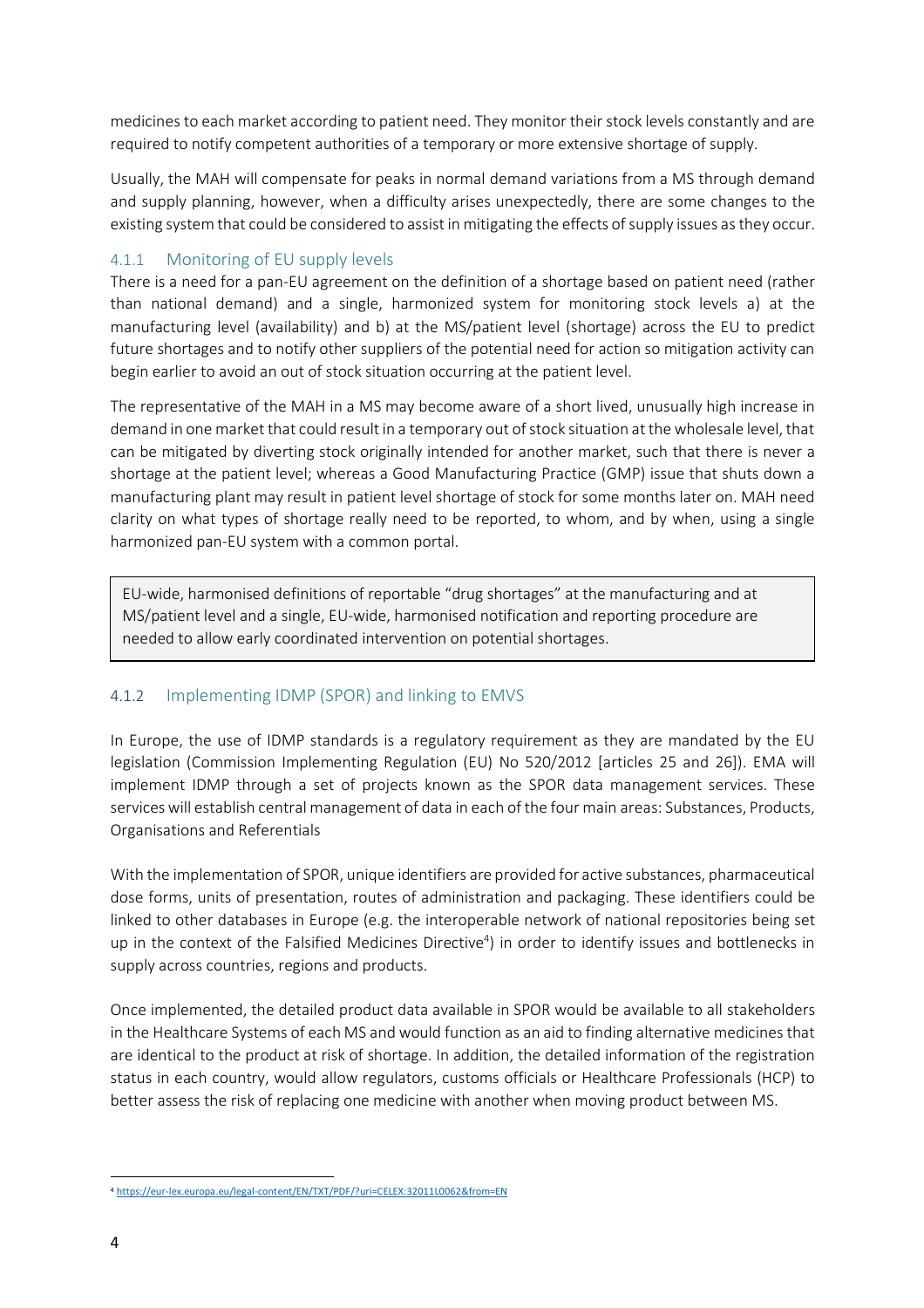medicines to each market according to patient need. They monitor their stock levels constantly and are required to notify competent authorities of a temporary or more extensive shortage of supply.

Usually, the MAH will compensate for peaks in normal demand variations from a MS through demand and supply planning, however, when a difficulty arises unexpectedly, there are some changes to the existing system that could be considered to assist in mitigating the effects of supply issues as they occur.

### 4.1.1 Monitoring of EU supply levels

There is a need for a pan-EU agreement on the definition of a shortage based on patient need (rather than national demand) and a single, harmonized system for monitoring stock levels a) at the manufacturing level (availability) and b) at the MS/patient level (shortage) across the EU to predict future shortages and to notify other suppliers of the potential need for action so mitigation activity can begin earlier to avoid an out of stock situation occurring at the patient level.

The representative of the MAH in a MS may become aware of a short lived, unusually high increase in demand in one market that could result in a temporary out of stock situation at the wholesale level, that can be mitigated by diverting stock originally intended for another market, such that there is never a shortage at the patient level; whereas a Good Manufacturing Practice (GMP) issue that shuts down a manufacturing plant may result in patient level shortage of stock for some months later on. MAH need clarity on what types of shortage really need to be reported, to whom, and by when, using a single harmonized pan-EU system with a common portal.

> EU-wide, harmonised definitions of reportable "drug shortages" at the manufacturing and at MS/patient level and a single, EU-wide, harmonised notification and reporting procedure are needed to allow early coordinated intervention on potential shortages.

### 4.1.2 Implementing IDMP (SPOR) and linking to EMVS

In Europe, the use of IDMP standards is a regulatory requirement as they are mandated by the EU legislation (Commission Implementing Regulation (EU) No 520/2012 [articles 25 and 26]). EMA will implement IDMP through a set of projects known as the SPOR data management services. These services will establish central management of data in each of the four main areas: Substances, Products, Organisations and Referentials

With the implementation of SPOR, unique identifiers are provided for active substances, pharmaceutical dose forms, units of presentation, routes of administration and packaging. These identifiers could be linked to other databases in Europe (e.g. the interoperable network of national repositories being set up in the context of the Falsified Medicines Directive[4]) in order to identify issues and bottlenecks in supply across countries, regions and products.

Once implemented, the detailed product data available in SPOR would be available to all stakeholders in the Healthcare Systems of each MS and would function as an aid to finding alternative medicines that are identical to the product at risk of shortage. In addition, the detailed information of the registration status in each country, would allow regulators, customs officials or Healthcare Professionals (HCP) to better assess the risk of replacing one medicine with another when moving product between MS.

---

[4] https://eur-lex.europa.eu/legal-content/EN/TXT/PDF/?uri=CELEX:32011L0062&from=EN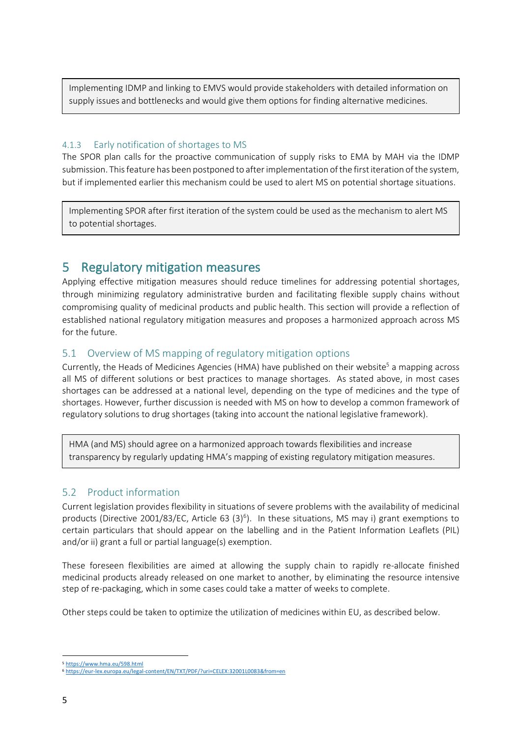> Implementing IDMP and linking to EMVS would provide stakeholders with detailed information on supply issues and bottlenecks and would give them options for finding alternative medicines.

#### 4.1.3 Early notification of shortages to MS

The SPOR plan calls for the proactive communication of supply risks to EMA by MAH via the IDMP submission. This feature has been postponed to after implementation of the first iteration of the system, but if implemented earlier this mechanism could be used to alert MS on potential shortage situations.

> Implementing SPOR after first iteration of the system could be used as the mechanism to alert MS to potential shortages.

## 5 Regulatory mitigation measures

Applying effective mitigation measures should reduce timelines for addressing potential shortages, through minimizing regulatory administrative burden and facilitating flexible supply chains without compromising quality of medicinal products and public health. This section will provide a reflection of established national regulatory mitigation measures and proposes a harmonized approach across MS for the future.

### 5.1 Overview of MS mapping of regulatory mitigation options

Currently, the Heads of Medicines Agencies (HMA) have published on their website[5] a mapping across all MS of different solutions or best practices to manage shortages. As stated above, in most cases shortages can be addressed at a national level, depending on the type of medicines and the type of shortages. However, further discussion is needed with MS on how to develop a common framework of regulatory solutions to drug shortages (taking into account the national legislative framework).

> HMA (and MS) should agree on a harmonized approach towards flexibilities and increase transparency by regularly updating HMA's mapping of existing regulatory mitigation measures.

### 5.2 Product information

Current legislation provides flexibility in situations of severe problems with the availability of medicinal products (Directive 2001/83/EC, Article 63 (3)[6]). In these situations, MS may i) grant exemptions to certain particulars that should appear on the labelling and in the Patient Information Leaflets (PIL) and/or ii) grant a full or partial language(s) exemption.

These foreseen flexibilities are aimed at allowing the supply chain to rapidly re-allocate finished medicinal products already released on one market to another, by eliminating the resource intensive step of re-packaging, which in some cases could take a matter of weeks to complete.

Other steps could be taken to optimize the utilization of medicines within EU, as described below.

---

[5] https://www.hma.eu/598.html

[6] https://eur-lex.europa.eu/legal-content/EN/TXT/PDF/?uri=CELEX:32001L0083&from=en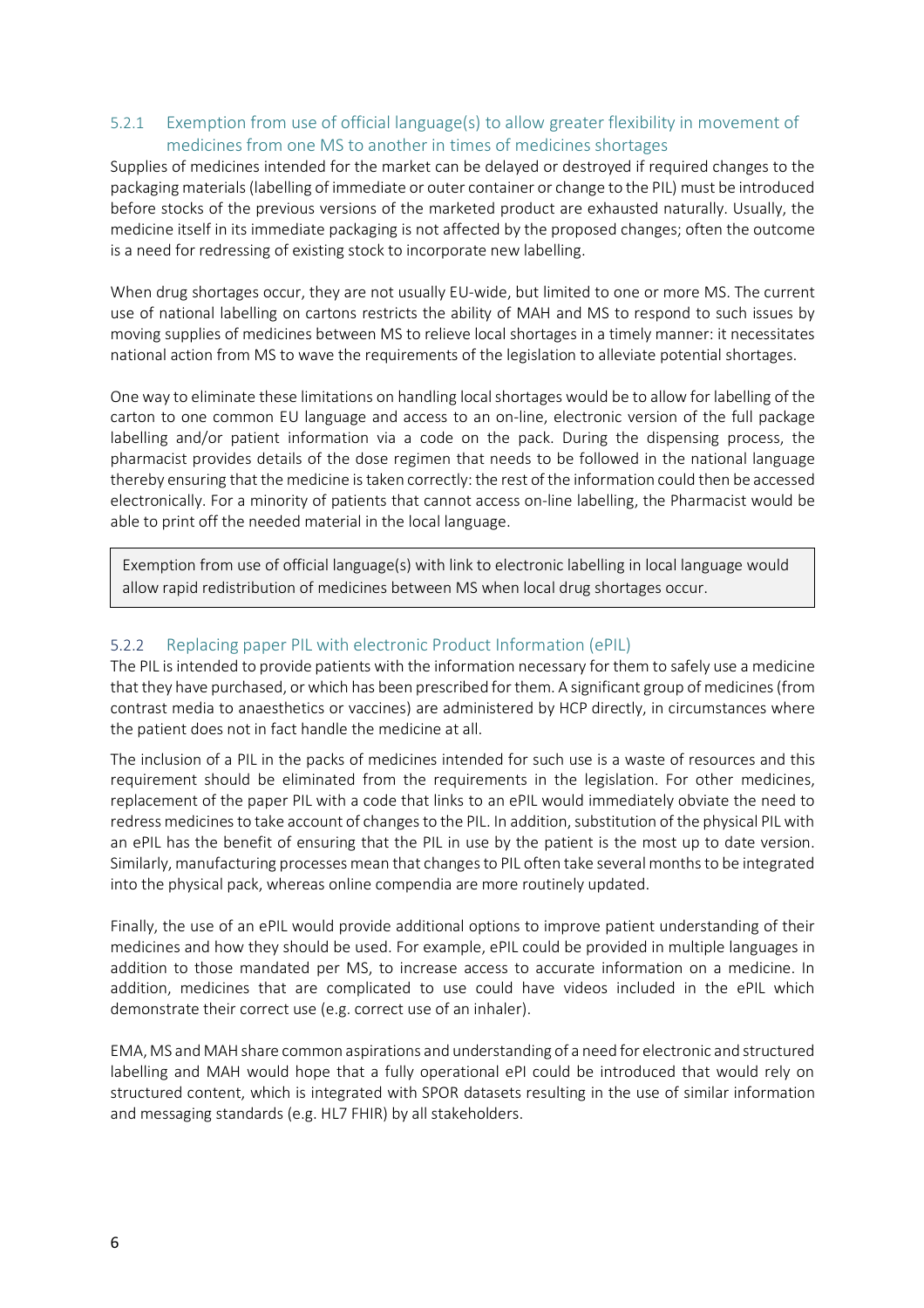### 5.2.1 Exemption from use of official language(s) to allow greater flexibility in movement of medicines from one MS to another in times of medicines shortages

Supplies of medicines intended for the market can be delayed or destroyed if required changes to the packaging materials (labelling of immediate or outer container or change to the PIL) must be introduced before stocks of the previous versions of the marketed product are exhausted naturally. Usually, the medicine itself in its immediate packaging is not affected by the proposed changes; often the outcome is a need for redressing of existing stock to incorporate new labelling.

When drug shortages occur, they are not usually EU-wide, but limited to one or more MS. The current use of national labelling on cartons restricts the ability of MAH and MS to respond to such issues by moving supplies of medicines between MS to relieve local shortages in a timely manner: it necessitates national action from MS to wave the requirements of the legislation to alleviate potential shortages.

One way to eliminate these limitations on handling local shortages would be to allow for labelling of the carton to one common EU language and access to an on-line, electronic version of the full package labelling and/or patient information via a code on the pack. During the dispensing process, the pharmacist provides details of the dose regimen that needs to be followed in the national language thereby ensuring that the medicine is taken correctly: the rest of the information could then be accessed electronically. For a minority of patients that cannot access on-line labelling, the Pharmacist would be able to print off the needed material in the local language.

> Exemption from use of official language(s) with link to electronic labelling in local language would allow rapid redistribution of medicines between MS when local drug shortages occur.

### 5.2.2 Replacing paper PIL with electronic Product Information (ePIL)

The PIL is intended to provide patients with the information necessary for them to safely use a medicine that they have purchased, or which has been prescribed for them. A significant group of medicines (from contrast media to anaesthetics or vaccines) are administered by HCP directly, in circumstances where the patient does not in fact handle the medicine at all.

The inclusion of a PIL in the packs of medicines intended for such use is a waste of resources and this requirement should be eliminated from the requirements in the legislation. For other medicines, replacement of the paper PIL with a code that links to an ePIL would immediately obviate the need to redress medicines to take account of changes to the PIL. In addition, substitution of the physical PIL with an ePIL has the benefit of ensuring that the PIL in use by the patient is the most up to date version. Similarly, manufacturing processes mean that changes to PIL often take several months to be integrated into the physical pack, whereas online compendia are more routinely updated.

Finally, the use of an ePIL would provide additional options to improve patient understanding of their medicines and how they should be used. For example, ePIL could be provided in multiple languages in addition to those mandated per MS, to increase access to accurate information on a medicine. In addition, medicines that are complicated to use could have videos included in the ePIL which demonstrate their correct use (e.g. correct use of an inhaler).

EMA, MS and MAH share common aspirations and understanding of a need for electronic and structured labelling and MAH would hope that a fully operational ePI could be introduced that would rely on structured content, which is integrated with SPOR datasets resulting in the use of similar information and messaging standards (e.g. HL7 FHIR) by all stakeholders.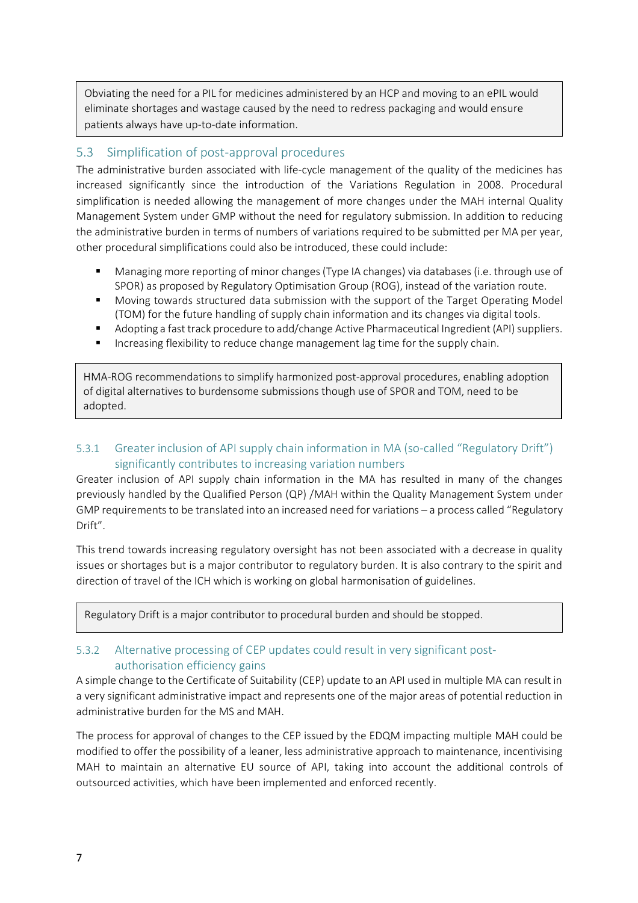Obviating the need for a PIL for medicines administered by an HCP and moving to an ePIL would eliminate shortages and wastage caused by the need to redress packaging and would ensure patients always have up-to-date information.

## 5.3 Simplification of post-approval procedures

The administrative burden associated with life-cycle management of the quality of the medicines has increased significantly since the introduction of the Variations Regulation in 2008. Procedural simplification is needed allowing the management of more changes under the MAH internal Quality Management System under GMP without the need for regulatory submission. In addition to reducing the administrative burden in terms of numbers of variations required to be submitted per MA per year, other procedural simplifications could also be introduced, these could include:

- Managing more reporting of minor changes (Type IA changes) via databases (i.e. through use of SPOR) as proposed by Regulatory Optimisation Group (ROG), instead of the variation route.
- Moving towards structured data submission with the support of the Target Operating Model (TOM) for the future handling of supply chain information and its changes via digital tools.
- Adopting a fast track procedure to add/change Active Pharmaceutical Ingredient (API) suppliers.
- Increasing flexibility to reduce change management lag time for the supply chain.

HMA-ROG recommendations to simplify harmonized post-approval procedures, enabling adoption of digital alternatives to burdensome submissions though use of SPOR and TOM, need to be adopted.

### 5.3.1 Greater inclusion of API supply chain information in MA (so-called "Regulatory Drift") significantly contributes to increasing variation numbers

Greater inclusion of API supply chain information in the MA has resulted in many of the changes previously handled by the Qualified Person (QP) /MAH within the Quality Management System under GMP requirements to be translated into an increased need for variations – a process called "Regulatory Drift".

This trend towards increasing regulatory oversight has not been associated with a decrease in quality issues or shortages but is a major contributor to regulatory burden. It is also contrary to the spirit and direction of travel of the ICH which is working on global harmonisation of guidelines.

Regulatory Drift is a major contributor to procedural burden and should be stopped.

### 5.3.2 Alternative processing of CEP updates could result in very significant post-authorisation efficiency gains

A simple change to the Certificate of Suitability (CEP) update to an API used in multiple MA can result in a very significant administrative impact and represents one of the major areas of potential reduction in administrative burden for the MS and MAH.

The process for approval of changes to the CEP issued by the EDQM impacting multiple MAH could be modified to offer the possibility of a leaner, less administrative approach to maintenance, incentivising MAH to maintain an alternative EU source of API, taking into account the additional controls of outsourced activities, which have been implemented and enforced recently.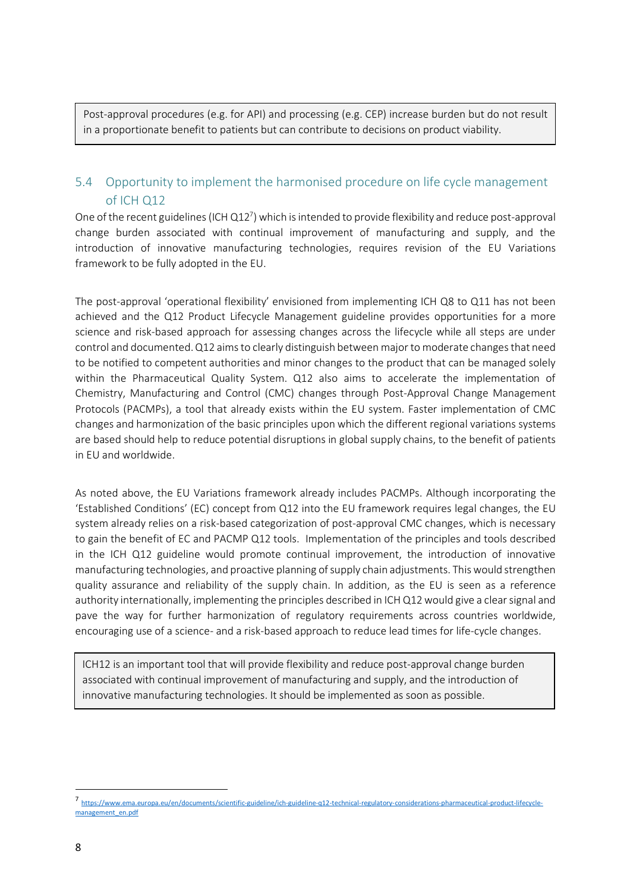> Post-approval procedures (e.g. for API) and processing (e.g. CEP) increase burden but do not result in a proportionate benefit to patients but can contribute to decisions on product viability.

## 5.4 Opportunity to implement the harmonised procedure on life cycle management of ICH Q12

One of the recent guidelines (ICH Q12[7]) which is intended to provide flexibility and reduce post-approval change burden associated with continual improvement of manufacturing and supply, and the introduction of innovative manufacturing technologies, requires revision of the EU Variations framework to be fully adopted in the EU.

The post-approval 'operational flexibility' envisioned from implementing ICH Q8 to Q11 has not been achieved and the Q12 Product Lifecycle Management guideline provides opportunities for a more science and risk-based approach for assessing changes across the lifecycle while all steps are under control and documented. Q12 aims to clearly distinguish between major to moderate changes that need to be notified to competent authorities and minor changes to the product that can be managed solely within the Pharmaceutical Quality System. Q12 also aims to accelerate the implementation of Chemistry, Manufacturing and Control (CMC) changes through Post-Approval Change Management Protocols (PACMPs), a tool that already exists within the EU system. Faster implementation of CMC changes and harmonization of the basic principles upon which the different regional variations systems are based should help to reduce potential disruptions in global supply chains, to the benefit of patients in EU and worldwide.

As noted above, the EU Variations framework already includes PACMPs. Although incorporating the 'Established Conditions' (EC) concept from Q12 into the EU framework requires legal changes, the EU system already relies on a risk-based categorization of post-approval CMC changes, which is necessary to gain the benefit of EC and PACMP Q12 tools. Implementation of the principles and tools described in the ICH Q12 guideline would promote continual improvement, the introduction of innovative manufacturing technologies, and proactive planning of supply chain adjustments. This would strengthen quality assurance and reliability of the supply chain. In addition, as the EU is seen as a reference authority internationally, implementing the principles described in ICH Q12 would give a clear signal and pave the way for further harmonization of regulatory requirements across countries worldwide, encouraging use of a science- and a risk-based approach to reduce lead times for life-cycle changes.

> ICH12 is an important tool that will provide flexibility and reduce post-approval change burden associated with continual improvement of manufacturing and supply, and the introduction of innovative manufacturing technologies. It should be implemented as soon as possible.

---

[7] https://www.ema.europa.eu/en/documents/scientific-guideline/ich-guideline-q12-technical-regulatory-considerations-pharmaceutical-product-lifecycle-management_en.pdf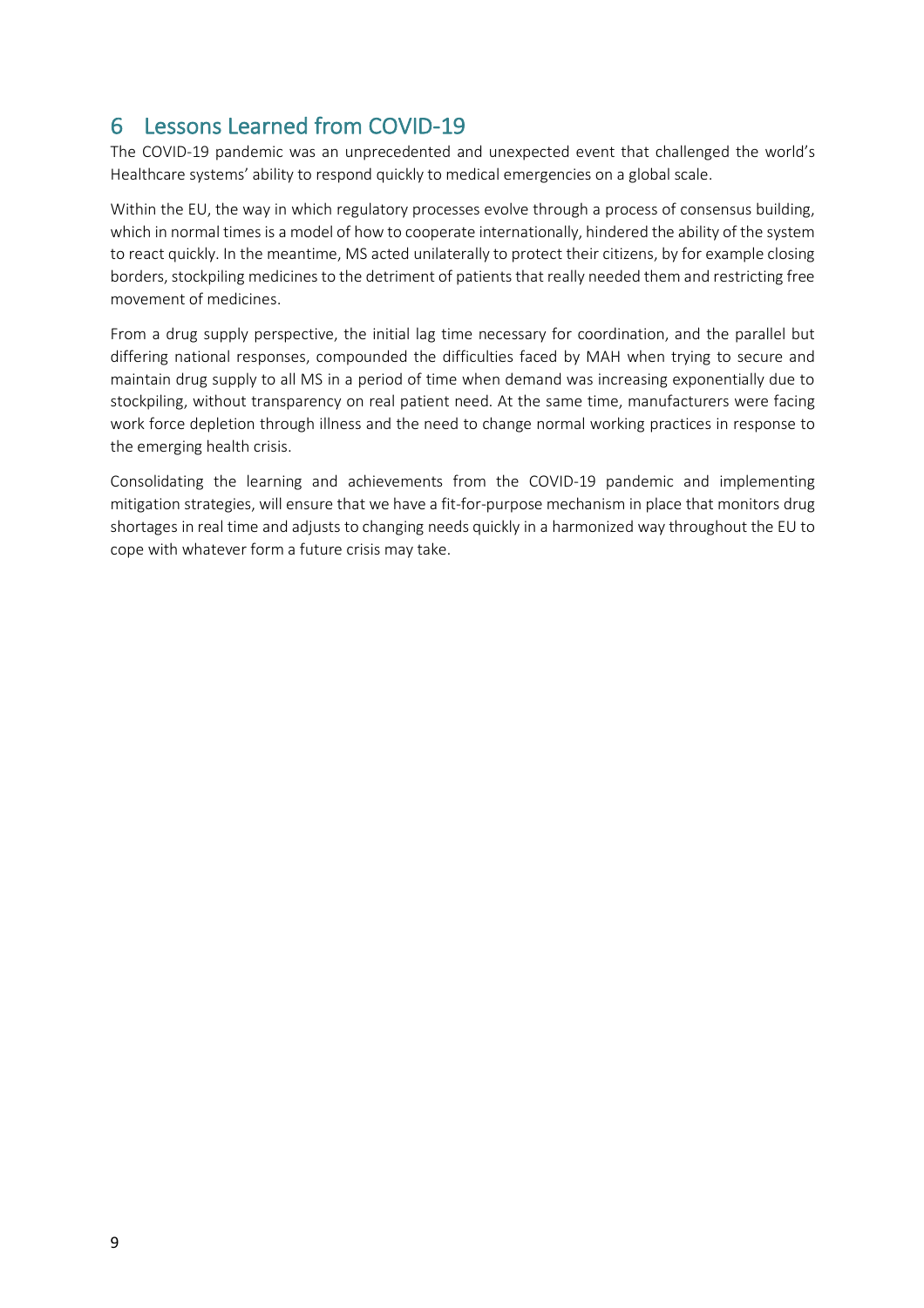# 6 Lessons Learned from COVID-19

The COVID-19 pandemic was an unprecedented and unexpected event that challenged the world's Healthcare systems' ability to respond quickly to medical emergencies on a global scale.

Within the EU, the way in which regulatory processes evolve through a process of consensus building, which in normal times is a model of how to cooperate internationally, hindered the ability of the system to react quickly. In the meantime, MS acted unilaterally to protect their citizens, by for example closing borders, stockpiling medicines to the detriment of patients that really needed them and restricting free movement of medicines.

From a drug supply perspective, the initial lag time necessary for coordination, and the parallel but differing national responses, compounded the difficulties faced by MAH when trying to secure and maintain drug supply to all MS in a period of time when demand was increasing exponentially due to stockpiling, without transparency on real patient need. At the same time, manufacturers were facing work force depletion through illness and the need to change normal working practices in response to the emerging health crisis.

Consolidating the learning and achievements from the COVID-19 pandemic and implementing mitigation strategies, will ensure that we have a fit-for-purpose mechanism in place that monitors drug shortages in real time and adjusts to changing needs quickly in a harmonized way throughout the EU to cope with whatever form a future crisis may take.